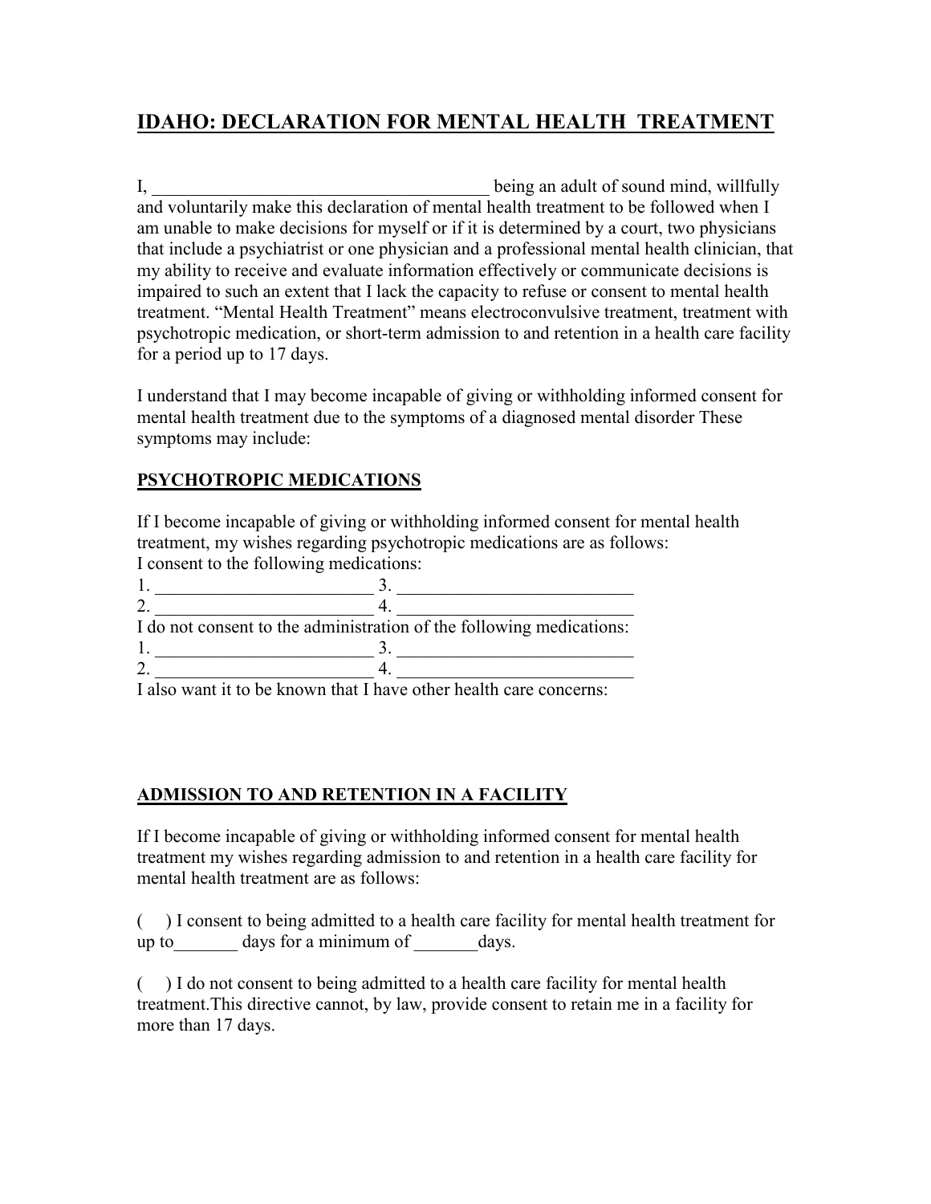# IDAHO: DECLARATION FOR MENTAL HEALTH TREATMENT

I, ______________________________________ being an adult of sound mind, willfully and voluntarily make this declaration of mental health treatment to be followed when I am unable to make decisions for myself or if it is determined by a court, two physicians that include a psychiatrist or one physician and a professional mental health clinician, that my ability to receive and evaluate information effectively or communicate decisions is impaired to such an extent that I lack the capacity to refuse or consent to mental health treatment. "Mental Health Treatment" means electroconvulsive treatment, treatment with psychotropic medication, or short-term admission to and retention in a health care facility for a period up to 17 days.

I understand that I may become incapable of giving or withholding informed consent for mental health treatment due to the symptoms of a diagnosed mental disorder These symptoms may include:

## PSYCHOTROPIC MEDICATIONS

If I become incapable of giving or withholding informed consent for mental health treatment, my wishes regarding psychotropic medications are as follows:

I consent to the following medications:

1. ________________________ 3. __________________________
2. ________________________ 4. __________________________

I do not consent to the administration of the following medications:

1. ________________________ 3. __________________________
2. ________________________ 4. __________________________

I also want it to be known that I have other health care concerns:

## ADMISSION TO AND RETENTION IN A FACILITY

If I become incapable of giving or withholding informed consent for mental health treatment my wishes regarding admission to and retention in a health care facility for mental health treatment are as follows:

(   ) I consent to being admitted to a health care facility for mental health treatment for up to_______ days for a minimum of _______days.

(   ) I do not consent to being admitted to a health care facility for mental health treatment.This directive cannot, by law, provide consent to retain me in a facility for more than 17 days.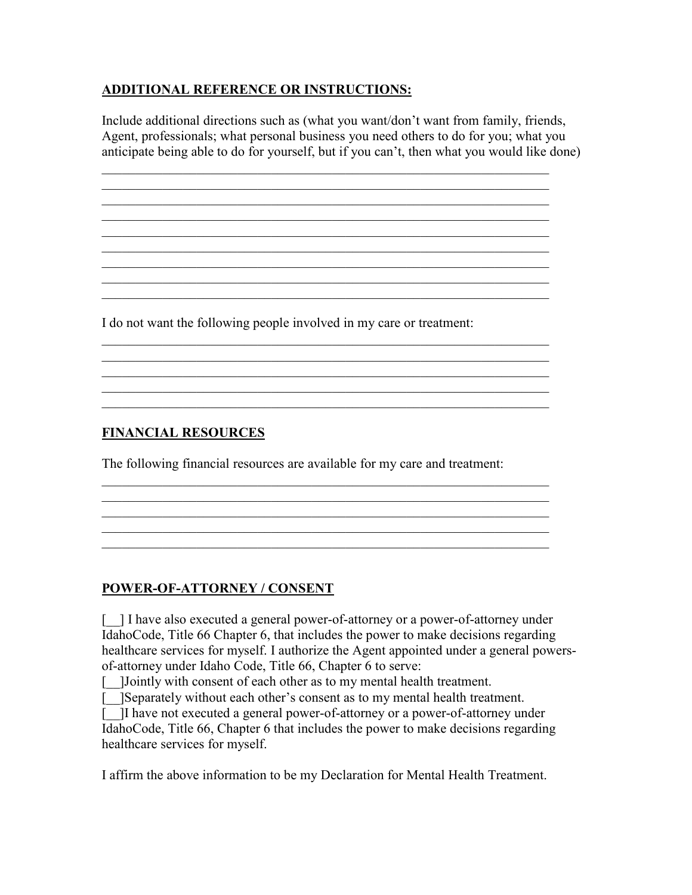**ADDITIONAL REFERENCE OR INSTRUCTIONS:**

Include additional directions such as (what you want/don't want from family, friends, Agent, professionals; what personal business you need others to do for you; what you anticipate being able to do for yourself, but if you can't, then what you would like done)

\_\_\_\_\_\_\_\_\_\_\_\_\_\_\_\_\_\_\_\_\_\_\_\_\_\_\_\_\_\_\_\_\_\_\_\_\_\_\_\_\_\_\_\_\_\_\_\_\_\_\_\_\_\_\_\_\_\_\_\_\_\_\_\_
\_\_\_\_\_\_\_\_\_\_\_\_\_\_\_\_\_\_\_\_\_\_\_\_\_\_\_\_\_\_\_\_\_\_\_\_\_\_\_\_\_\_\_\_\_\_\_\_\_\_\_\_\_\_\_\_\_\_\_\_\_\_\_\_
\_\_\_\_\_\_\_\_\_\_\_\_\_\_\_\_\_\_\_\_\_\_\_\_\_\_\_\_\_\_\_\_\_\_\_\_\_\_\_\_\_\_\_\_\_\_\_\_\_\_\_\_\_\_\_\_\_\_\_\_\_\_\_\_
\_\_\_\_\_\_\_\_\_\_\_\_\_\_\_\_\_\_\_\_\_\_\_\_\_\_\_\_\_\_\_\_\_\_\_\_\_\_\_\_\_\_\_\_\_\_\_\_\_\_\_\_\_\_\_\_\_\_\_\_\_\_\_\_
\_\_\_\_\_\_\_\_\_\_\_\_\_\_\_\_\_\_\_\_\_\_\_\_\_\_\_\_\_\_\_\_\_\_\_\_\_\_\_\_\_\_\_\_\_\_\_\_\_\_\_\_\_\_\_\_\_\_\_\_\_\_\_\_
\_\_\_\_\_\_\_\_\_\_\_\_\_\_\_\_\_\_\_\_\_\_\_\_\_\_\_\_\_\_\_\_\_\_\_\_\_\_\_\_\_\_\_\_\_\_\_\_\_\_\_\_\_\_\_\_\_\_\_\_\_\_\_\_
\_\_\_\_\_\_\_\_\_\_\_\_\_\_\_\_\_\_\_\_\_\_\_\_\_\_\_\_\_\_\_\_\_\_\_\_\_\_\_\_\_\_\_\_\_\_\_\_\_\_\_\_\_\_\_\_\_\_\_\_\_\_\_\_
\_\_\_\_\_\_\_\_\_\_\_\_\_\_\_\_\_\_\_\_\_\_\_\_\_\_\_\_\_\_\_\_\_\_\_\_\_\_\_\_\_\_\_\_\_\_\_\_\_\_\_\_\_\_\_\_\_\_\_\_\_\_\_\_
\_\_\_\_\_\_\_\_\_\_\_\_\_\_\_\_\_\_\_\_\_\_\_\_\_\_\_\_\_\_\_\_\_\_\_\_\_\_\_\_\_\_\_\_\_\_\_\_\_\_\_\_\_\_\_\_\_\_\_\_\_\_\_\_

I do not want the following people involved in my care or treatment:

\_\_\_\_\_\_\_\_\_\_\_\_\_\_\_\_\_\_\_\_\_\_\_\_\_\_\_\_\_\_\_\_\_\_\_\_\_\_\_\_\_\_\_\_\_\_\_\_\_\_\_\_\_\_\_\_\_\_\_\_\_\_\_\_
\_\_\_\_\_\_\_\_\_\_\_\_\_\_\_\_\_\_\_\_\_\_\_\_\_\_\_\_\_\_\_\_\_\_\_\_\_\_\_\_\_\_\_\_\_\_\_\_\_\_\_\_\_\_\_\_\_\_\_\_\_\_\_\_
\_\_\_\_\_\_\_\_\_\_\_\_\_\_\_\_\_\_\_\_\_\_\_\_\_\_\_\_\_\_\_\_\_\_\_\_\_\_\_\_\_\_\_\_\_\_\_\_\_\_\_\_\_\_\_\_\_\_\_\_\_\_\_\_
\_\_\_\_\_\_\_\_\_\_\_\_\_\_\_\_\_\_\_\_\_\_\_\_\_\_\_\_\_\_\_\_\_\_\_\_\_\_\_\_\_\_\_\_\_\_\_\_\_\_\_\_\_\_\_\_\_\_\_\_\_\_\_\_
\_\_\_\_\_\_\_\_\_\_\_\_\_\_\_\_\_\_\_\_\_\_\_\_\_\_\_\_\_\_\_\_\_\_\_\_\_\_\_\_\_\_\_\_\_\_\_\_\_\_\_\_\_\_\_\_\_\_\_\_\_\_\_\_

**FINANCIAL RESOURCES**

The following financial resources are available for my care and treatment:

\_\_\_\_\_\_\_\_\_\_\_\_\_\_\_\_\_\_\_\_\_\_\_\_\_\_\_\_\_\_\_\_\_\_\_\_\_\_\_\_\_\_\_\_\_\_\_\_\_\_\_\_\_\_\_\_\_\_\_\_\_\_\_\_
\_\_\_\_\_\_\_\_\_\_\_\_\_\_\_\_\_\_\_\_\_\_\_\_\_\_\_\_\_\_\_\_\_\_\_\_\_\_\_\_\_\_\_\_\_\_\_\_\_\_\_\_\_\_\_\_\_\_\_\_\_\_\_\_
\_\_\_\_\_\_\_\_\_\_\_\_\_\_\_\_\_\_\_\_\_\_\_\_\_\_\_\_\_\_\_\_\_\_\_\_\_\_\_\_\_\_\_\_\_\_\_\_\_\_\_\_\_\_\_\_\_\_\_\_\_\_\_\_
\_\_\_\_\_\_\_\_\_\_\_\_\_\_\_\_\_\_\_\_\_\_\_\_\_\_\_\_\_\_\_\_\_\_\_\_\_\_\_\_\_\_\_\_\_\_\_\_\_\_\_\_\_\_\_\_\_\_\_\_\_\_\_\_
\_\_\_\_\_\_\_\_\_\_\_\_\_\_\_\_\_\_\_\_\_\_\_\_\_\_\_\_\_\_\_\_\_\_\_\_\_\_\_\_\_\_\_\_\_\_\_\_\_\_\_\_\_\_\_\_\_\_\_\_\_\_\_\_

**POWER-OF-ATTORNEY / CONSENT**

[__] I have also executed a general power-of-attorney or a power-of-attorney under IdahoCode, Title 66 Chapter 6, that includes the power to make decisions regarding healthcare services for myself. I authorize the Agent appointed under a general powers-of-attorney under Idaho Code, Title 66, Chapter 6 to serve:

[__]Jointly with consent of each other as to my mental health treatment.

[__]Separately without each other's consent as to my mental health treatment.

[__]I have not executed a general power-of-attorney or a power-of-attorney under IdahoCode, Title 66, Chapter 6 that includes the power to make decisions regarding healthcare services for myself.

I affirm the above information to be my Declaration for Mental Health Treatment.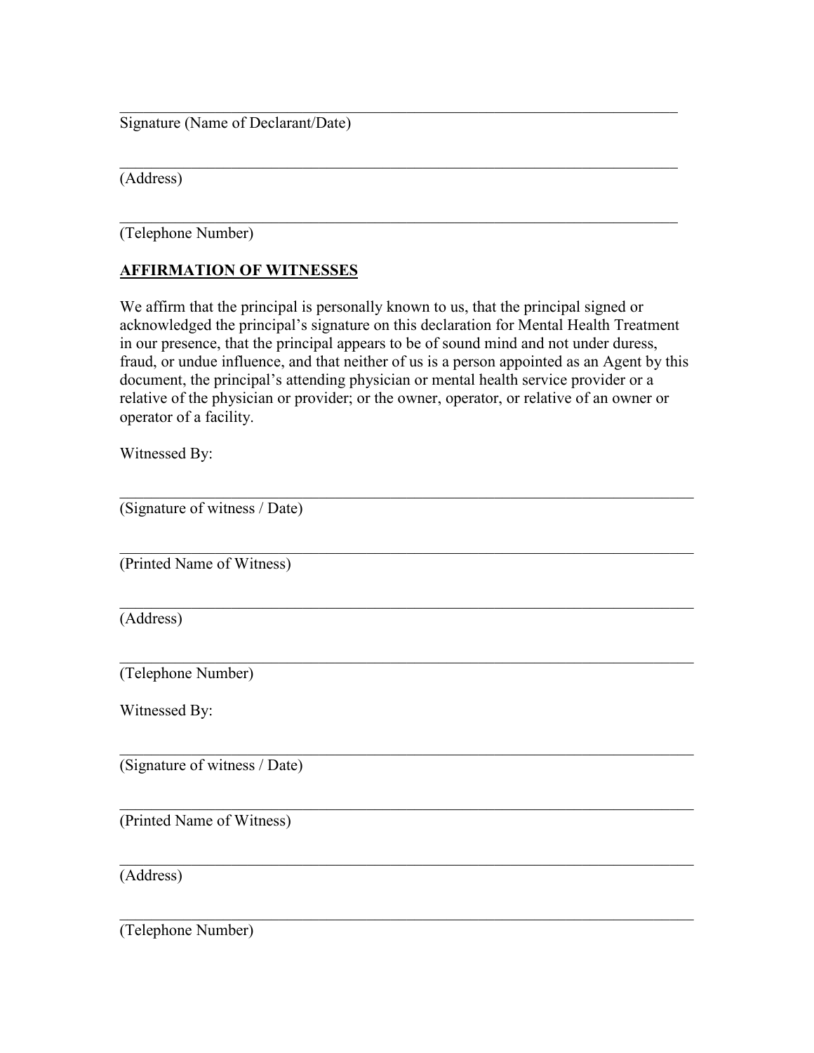\_\_\_\_\_\_\_\_\_\_\_\_\_\_\_\_\_\_\_\_\_\_\_\_\_\_\_\_\_\_\_\_\_\_\_\_\_\_\_\_\_\_\_\_\_\_\_\_\_\_\_\_\_\_\_\_\_\_\_\_\_\_\_\_\_\_

Signature (Name of Declarant/Date)

\_\_\_\_\_\_\_\_\_\_\_\_\_\_\_\_\_\_\_\_\_\_\_\_\_\_\_\_\_\_\_\_\_\_\_\_\_\_\_\_\_\_\_\_\_\_\_\_\_\_\_\_\_\_\_\_\_\_\_\_\_\_\_\_\_\_

(Address)

\_\_\_\_\_\_\_\_\_\_\_\_\_\_\_\_\_\_\_\_\_\_\_\_\_\_\_\_\_\_\_\_\_\_\_\_\_\_\_\_\_\_\_\_\_\_\_\_\_\_\_\_\_\_\_\_\_\_\_\_\_\_\_\_\_\_

(Telephone Number)

**AFFIRMATION OF WITNESSES**

We affirm that the principal is personally known to us, that the principal signed or acknowledged the principal's signature on this declaration for Mental Health Treatment in our presence, that the principal appears to be of sound mind and not under duress, fraud, or undue influence, and that neither of us is a person appointed as an Agent by this document, the principal's attending physician or mental health service provider or a relative of the physician or provider; or the owner, operator, or relative of an owner or operator of a facility.

Witnessed By:

\_\_\_\_\_\_\_\_\_\_\_\_\_\_\_\_\_\_\_\_\_\_\_\_\_\_\_\_\_\_\_\_\_\_\_\_\_\_\_\_\_\_\_\_\_\_\_\_\_\_\_\_\_\_\_\_\_\_\_\_\_\_\_\_\_\_

(Signature of witness / Date)

\_\_\_\_\_\_\_\_\_\_\_\_\_\_\_\_\_\_\_\_\_\_\_\_\_\_\_\_\_\_\_\_\_\_\_\_\_\_\_\_\_\_\_\_\_\_\_\_\_\_\_\_\_\_\_\_\_\_\_\_\_\_\_\_\_\_

(Printed Name of Witness)

\_\_\_\_\_\_\_\_\_\_\_\_\_\_\_\_\_\_\_\_\_\_\_\_\_\_\_\_\_\_\_\_\_\_\_\_\_\_\_\_\_\_\_\_\_\_\_\_\_\_\_\_\_\_\_\_\_\_\_\_\_\_\_\_\_\_

(Address)

\_\_\_\_\_\_\_\_\_\_\_\_\_\_\_\_\_\_\_\_\_\_\_\_\_\_\_\_\_\_\_\_\_\_\_\_\_\_\_\_\_\_\_\_\_\_\_\_\_\_\_\_\_\_\_\_\_\_\_\_\_\_\_\_\_\_

(Telephone Number)

Witnessed By:

\_\_\_\_\_\_\_\_\_\_\_\_\_\_\_\_\_\_\_\_\_\_\_\_\_\_\_\_\_\_\_\_\_\_\_\_\_\_\_\_\_\_\_\_\_\_\_\_\_\_\_\_\_\_\_\_\_\_\_\_\_\_\_\_\_\_

(Signature of witness / Date)

\_\_\_\_\_\_\_\_\_\_\_\_\_\_\_\_\_\_\_\_\_\_\_\_\_\_\_\_\_\_\_\_\_\_\_\_\_\_\_\_\_\_\_\_\_\_\_\_\_\_\_\_\_\_\_\_\_\_\_\_\_\_\_\_\_\_

(Printed Name of Witness)

\_\_\_\_\_\_\_\_\_\_\_\_\_\_\_\_\_\_\_\_\_\_\_\_\_\_\_\_\_\_\_\_\_\_\_\_\_\_\_\_\_\_\_\_\_\_\_\_\_\_\_\_\_\_\_\_\_\_\_\_\_\_\_\_\_\_

(Address)

\_\_\_\_\_\_\_\_\_\_\_\_\_\_\_\_\_\_\_\_\_\_\_\_\_\_\_\_\_\_\_\_\_\_\_\_\_\_\_\_\_\_\_\_\_\_\_\_\_\_\_\_\_\_\_\_\_\_\_\_\_\_\_\_\_\_

(Telephone Number)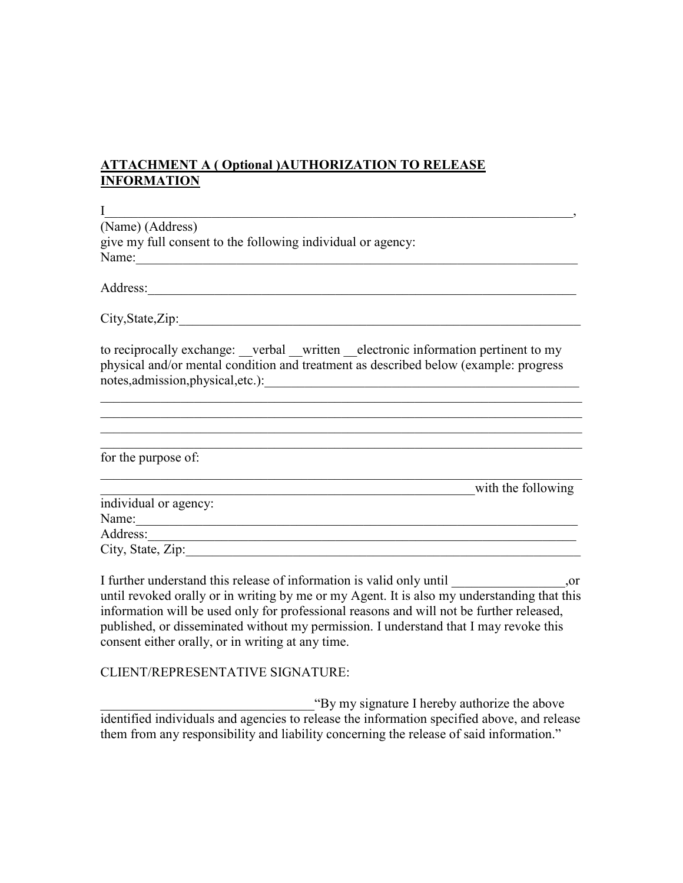**ATTACHMENT A ( Optional )AUTHORIZATION TO RELEASE INFORMATION**

I_________________________________________________________________________,
(Name) (Address)
give my full consent to the following individual or agency:
Name:_____________________________________________________________________

Address:___________________________________________________________________

City,State,Zip:______________________________________________________________

to reciprocally exchange: __verbal __written __electronic information pertinent to my physical and/or mental condition and treatment as described below (example: progress notes,admission,physical,etc.):__________________________________________________
__________________________________________________________________________
__________________________________________________________________________
__________________________________________________________________________
__________________________________________________________________________

for the purpose of:
__________________________________________________________________________
__________________________________________________________with the following individual or agency:
Name:_____________________________________________________________________
Address:___________________________________________________________________
City, State, Zip:_____________________________________________________________

I further understand this release of information is valid only until _________________,or until revoked orally or in writing by me or my Agent. It is also my understanding that this information will be used only for professional reasons and will not be further released, published, or disseminated without my permission. I understand that I may revoke this consent either orally, or in writing at any time.

CLIENT/REPRESENTATIVE SIGNATURE:

________________________________“By my signature I hereby authorize the above identified individuals and agencies to release the information specified above, and release them from any responsibility and liability concerning the release of said information.”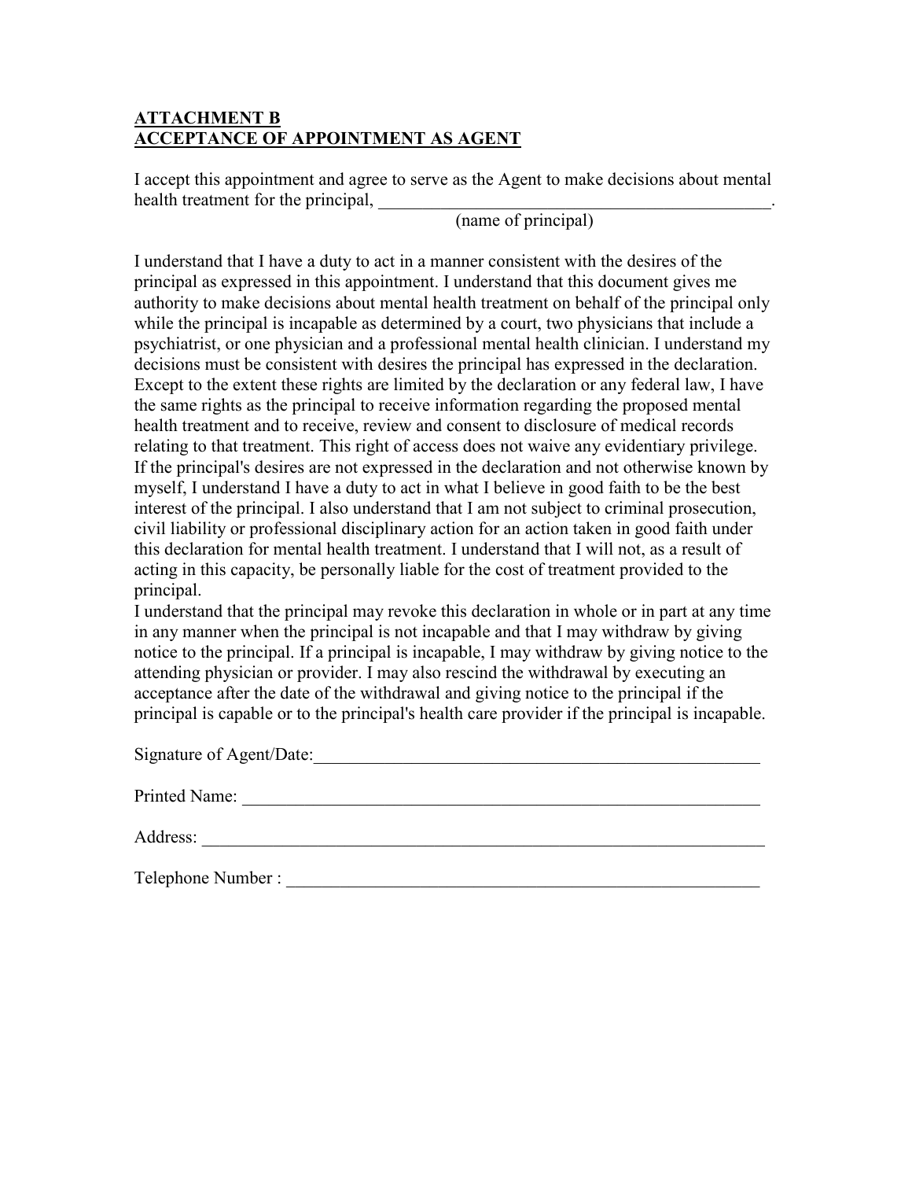**ATTACHMENT B**
**ACCEPTANCE OF APPOINTMENT AS AGENT**

I accept this appointment and agree to serve as the Agent to make decisions about mental health treatment for the principal, _____________________________________________.
(name of principal)

I understand that I have a duty to act in a manner consistent with the desires of the principal as expressed in this appointment. I understand that this document gives me authority to make decisions about mental health treatment on behalf of the principal only while the principal is incapable as determined by a court, two physicians that include a psychiatrist, or one physician and a professional mental health clinician. I understand my decisions must be consistent with desires the principal has expressed in the declaration. Except to the extent these rights are limited by the declaration or any federal law, I have the same rights as the principal to receive information regarding the proposed mental health treatment and to receive, review and consent to disclosure of medical records relating to that treatment. This right of access does not waive any evidentiary privilege. If the principal's desires are not expressed in the declaration and not otherwise known by myself, I understand I have a duty to act in what I believe in good faith to be the best interest of the principal. I also understand that I am not subject to criminal prosecution, civil liability or professional disciplinary action for an action taken in good faith under this declaration for mental health treatment. I understand that I will not, as a result of acting in this capacity, be personally liable for the cost of treatment provided to the principal.

I understand that the principal may revoke this declaration in whole or in part at any time in any manner when the principal is not incapable and that I may withdraw by giving notice to the principal. If a principal is incapable, I may withdraw by giving notice to the attending physician or provider. I may also rescind the withdrawal by executing an acceptance after the date of the withdrawal and giving notice to the principal if the principal is capable or to the principal's health care provider if the principal is incapable.

Signature of Agent/Date:____________________________________________________

Printed Name: ___________________________________________________________

Address: _________________________________________________________________

Telephone Number : _______________________________________________________